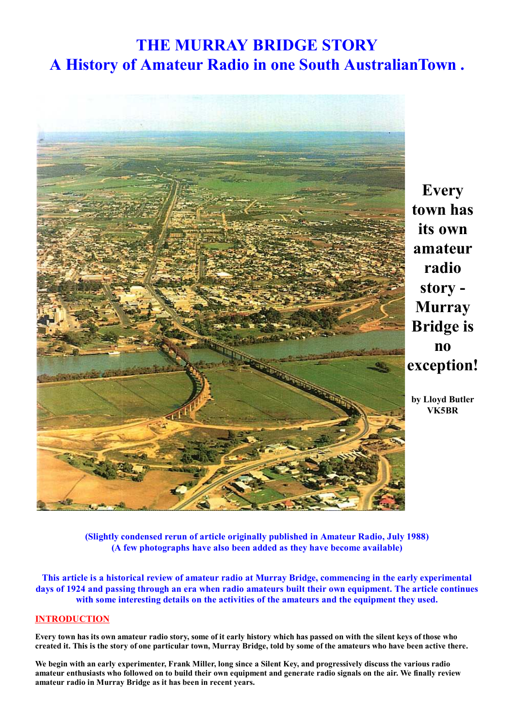# THE MURRAY BRIDGE STORY
# A History of Amateur Radio in one South AustralianTown .

**Every town has its own amateur radio story - Murray Bridge is no exception!**

**by Lloyd Butler VK5BR**

**(Slightly condensed rerun of article originally published in Amateur Radio, July 1988)**
**(A few photographs have also been added as they have become available)**

**This article is a historical review of amateur radio at Murray Bridge, commencing in the early experimental days of 1924 and passing through an era when radio amateurs built their own equipment. The article continues with some interesting details on the activities of the amateurs and the equipment they used.**

## INTRODUCTION

**Every town has its own amateur radio story, some of it early history which has passed on with the silent keys of those who created it. This is the story of one particular town, Murray Bridge, told by some of the amateurs who have been active there.**

**We begin with an early experimenter, Frank Miller, long since a Silent Key, and progressively discuss the various radio amateur enthusiasts who followed on to build their own equipment and generate radio signals on the air. We finally review amateur radio in Murray Bridge as it has been in recent years.**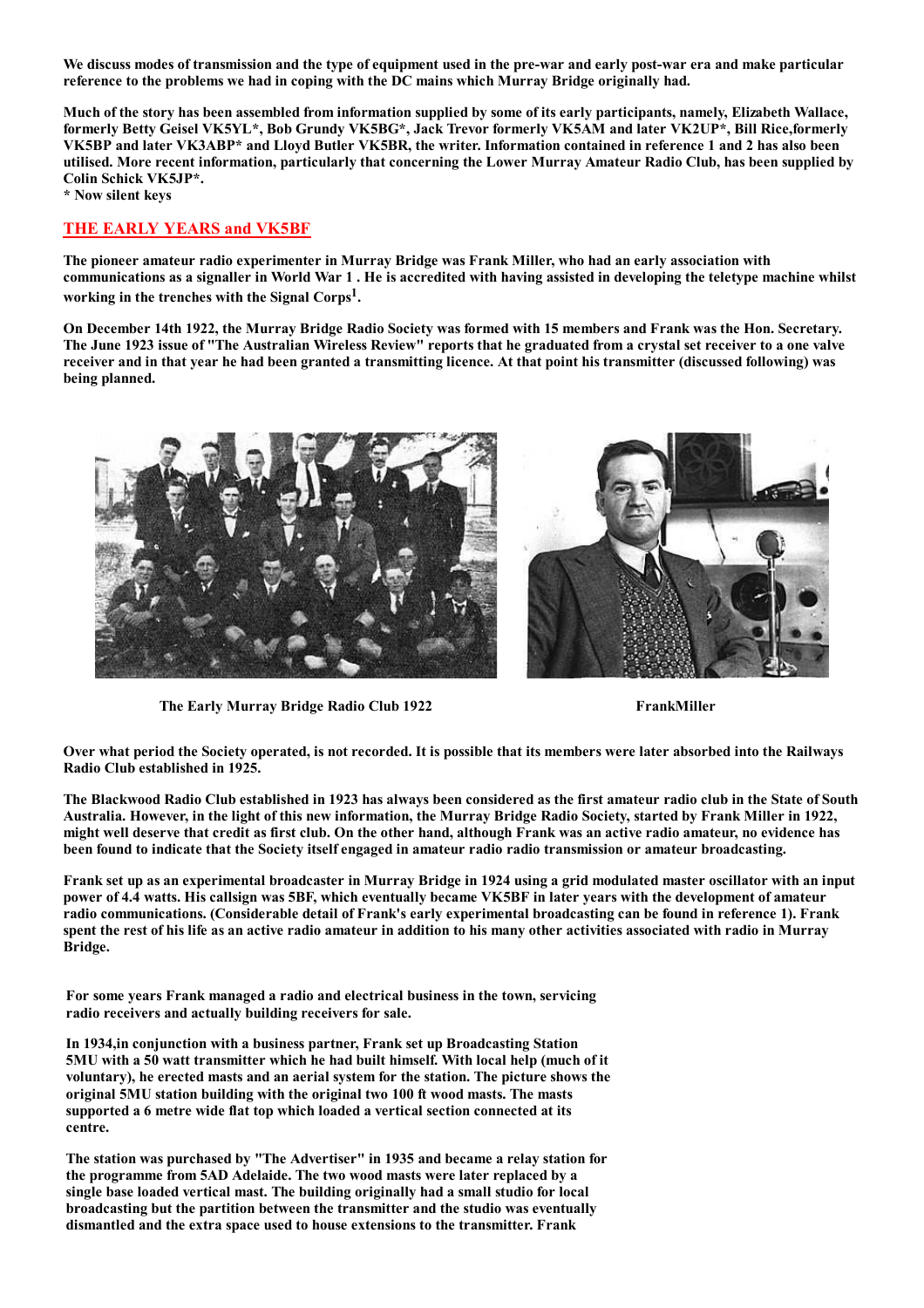We discuss modes of transmission and the type of equipment used in the pre-war and early post-war era and make particular reference to the problems we had in coping with the DC mains which Murray Bridge originally had.

Much of the story has been assembled from information supplied by some of its early participants, namely, Elizabeth Wallace, formerly Betty Geisel VK5YL*, Bob Grundy VK5BG*, Jack Trevor formerly VK5AM and later VK2UP*, Bill Rice,formerly VK5BP and later VK3ABP* and Lloyd Butler VK5BR, the writer. Information contained in reference 1 and 2 has also been utilised. More recent information, particularly that concerning the Lower Murray Amateur Radio Club, has been supplied by Colin Schick VK5JP*.
* Now silent keys

## THE EARLY YEARS and VK5BF

The pioneer amateur radio experimenter in Murray Bridge was Frank Miller, who had an early association with communications as a signaller in World War 1 . He is accredited with having assisted in developing the teletype machine whilst working in the trenches with the Signal Corps[1].

On December 14th 1922, the Murray Bridge Radio Society was formed with 15 members and Frank was the Hon. Secretary. The June 1923 issue of "The Australian Wireless Review" reports that he graduated from a crystal set receiver to a one valve receiver and in that year he had been granted a transmitting licence. At that point his transmitter (discussed following) was being planned.

The Early Murray Bridge Radio Club 1922

FrankMiller

Over what period the Society operated, is not recorded. It is possible that its members were later absorbed into the Railways Radio Club established in 1925.

The Blackwood Radio Club established in 1923 has always been considered as the first amateur radio club in the State of South Australia. However, in the light of this new information, the Murray Bridge Radio Society, started by Frank Miller in 1922, might well deserve that credit as first club. On the other hand, although Frank was an active radio amateur, no evidence has been found to indicate that the Society itself engaged in amateur radio radio transmission or amateur broadcasting.

Frank set up as an experimental broadcaster in Murray Bridge in 1924 using a grid modulated master oscillator with an input power of 4.4 watts. His callsign was 5BF, which eventually became VK5BF in later years with the development of amateur radio communications. (Considerable detail of Frank's early experimental broadcasting can be found in reference 1). Frank spent the rest of his life as an active radio amateur in addition to his many other activities associated with radio in Murray Bridge.

For some years Frank managed a radio and electrical business in the town, servicing radio receivers and actually building receivers for sale.

In 1934,in conjunction with a business partner, Frank set up Broadcasting Station 5MU with a 50 watt transmitter which he had built himself. With local help (much of it voluntary), he erected masts and an aerial system for the station. The picture shows the original 5MU station building with the original two 100 ft wood masts. The masts supported a 6 metre wide flat top which loaded a vertical section connected at its centre.

The station was purchased by "The Advertiser" in 1935 and became a relay station for the programme from 5AD Adelaide. The two wood masts were later replaced by a single base loaded vertical mast. The building originally had a small studio for local broadcasting but the partition between the transmitter and the studio was eventually dismantled and the extra space used to house extensions to the transmitter. Frank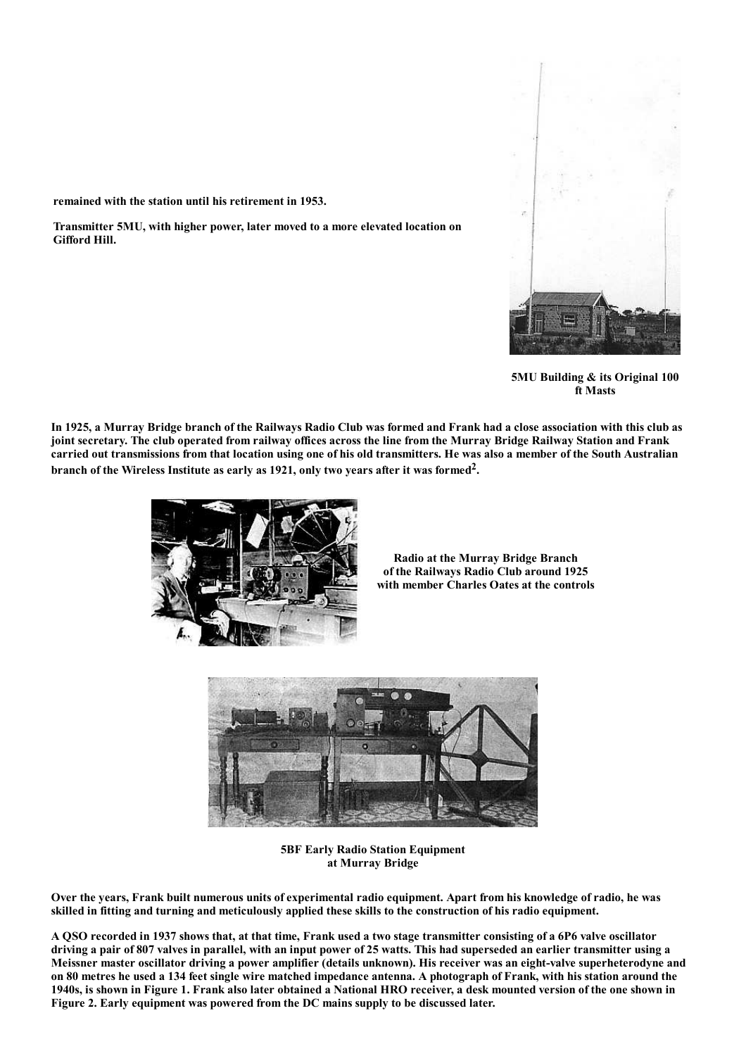remained with the station until his retirement in 1953.

Transmitter 5MU, with higher power, later moved to a more elevated location on Gifford Hill.

5MU Building & its Original 100 ft Masts

In 1925, a Murray Bridge branch of the Railways Radio Club was formed and Frank had a close association with this club as joint secretary. The club operated from railway offices across the line from the Murray Bridge Railway Station and Frank carried out transmissions from that location using one of his old transmitters. He was also a member of the South Australian branch of the Wireless Institute as early as 1921, only two years after it was formed[2].

Radio at the Murray Bridge Branch of the Railways Radio Club around 1925 with member Charles Oates at the controls

5BF Early Radio Station Equipment at Murray Bridge

Over the years, Frank built numerous units of experimental radio equipment. Apart from his knowledge of radio, he was skilled in fitting and turning and meticulously applied these skills to the construction of his radio equipment.

A QSO recorded in 1937 shows that, at that time, Frank used a two stage transmitter consisting of a 6P6 valve oscillator driving a pair of 807 valves in parallel, with an input power of 25 watts. This had superseded an earlier transmitter using a Meissner master oscillator driving a power amplifier (details unknown). His receiver was an eight-valve superheterodyne and on 80 metres he used a 134 feet single wire matched impedance antenna. A photograph of Frank, with his station around the 1940s, is shown in Figure 1. Frank also later obtained a National HRO receiver, a desk mounted version of the one shown in Figure 2. Early equipment was powered from the DC mains supply to be discussed later.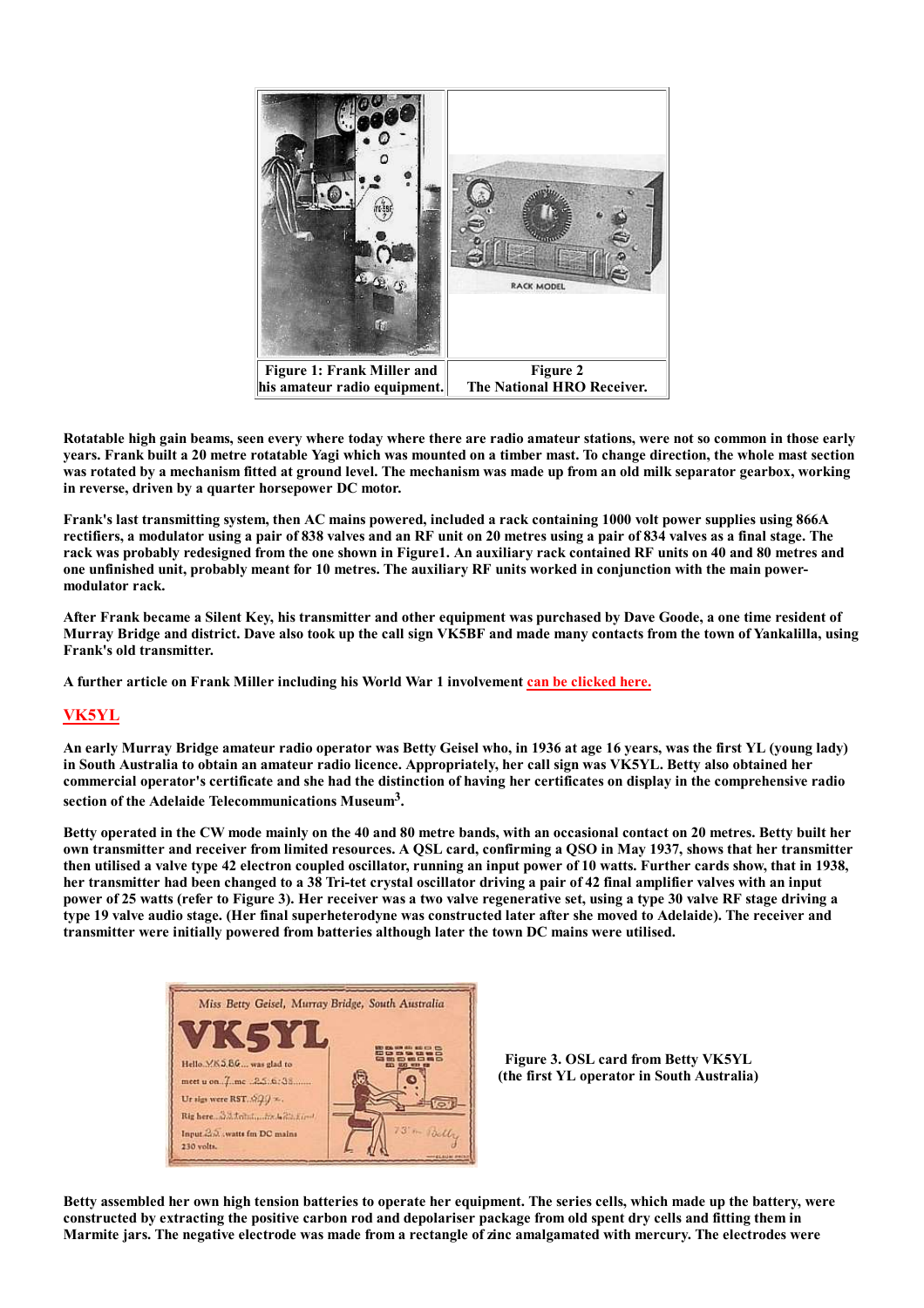Figure 1: Frank Miller and his amateur radio equipment.

Figure 2
The National HRO Receiver.

Rotatable high gain beams, seen every where today where there are radio amateur stations, were not so common in those early years. Frank built a 20 metre rotatable Yagi which was mounted on a timber mast. To change direction, the whole mast section was rotated by a mechanism fitted at ground level. The mechanism was made up from an old milk separator gearbox, working in reverse, driven by a quarter horsepower DC motor.

Frank's last transmitting system, then AC mains powered, included a rack containing 1000 volt power supplies using 866A rectifiers, a modulator using a pair of 838 valves and an RF unit on 20 metres using a pair of 834 valves as a final stage. The rack was probably redesigned from the one shown in Figure1. An auxiliary rack contained RF units on 40 and 80 metres and one unfinished unit, probably meant for 10 metres. The auxiliary RF units worked in conjunction with the main power-modulator rack.

After Frank became a Silent Key, his transmitter and other equipment was purchased by Dave Goode, a one time resident of Murray Bridge and district. Dave also took up the call sign VK5BF and made many contacts from the town of Yankalilla, using Frank's old transmitter.

A further article on Frank Miller including his World War 1 involvement can be clicked here.

## VK5YL

An early Murray Bridge amateur radio operator was Betty Geisel who, in 1936 at age 16 years, was the first YL (young lady) in South Australia to obtain an amateur radio licence. Appropriately, her call sign was VK5YL. Betty also obtained her commercial operator's certificate and she had the distinction of having her certificates on display in the comprehensive radio section of the Adelaide Telecommunications Museum[3].

Betty operated in the CW mode mainly on the 40 and 80 metre bands, with an occasional contact on 20 metres. Betty built her own transmitter and receiver from limited resources. A QSL card, confirming a QSO in May 1937, shows that her transmitter then utilised a valve type 42 electron coupled oscillator, running an input power of 10 watts. Further cards show, that in 1938, her transmitter had been changed to a 38 Tri-tet crystal oscillator driving a pair of 42 final amplifier valves with an input power of 25 watts (refer to Figure 3). Her receiver was a two valve regenerative set, using a type 30 valve RF stage driving a type 19 valve audio stage. (Her final superheterodyne was constructed later after she moved to Adelaide). The receiver and transmitter were initially powered from batteries although later the town DC mains were utilised.

Figure 3. OSL card from Betty VK5YL (the first YL operator in South Australia)

Betty assembled her own high tension batteries to operate her equipment. The series cells, which made up the battery, were constructed by extracting the positive carbon rod and depolariser package from old spent dry cells and fitting them in Marmite jars. The negative electrode was made from a rectangle of zinc amalgamated with mercury. The electrodes were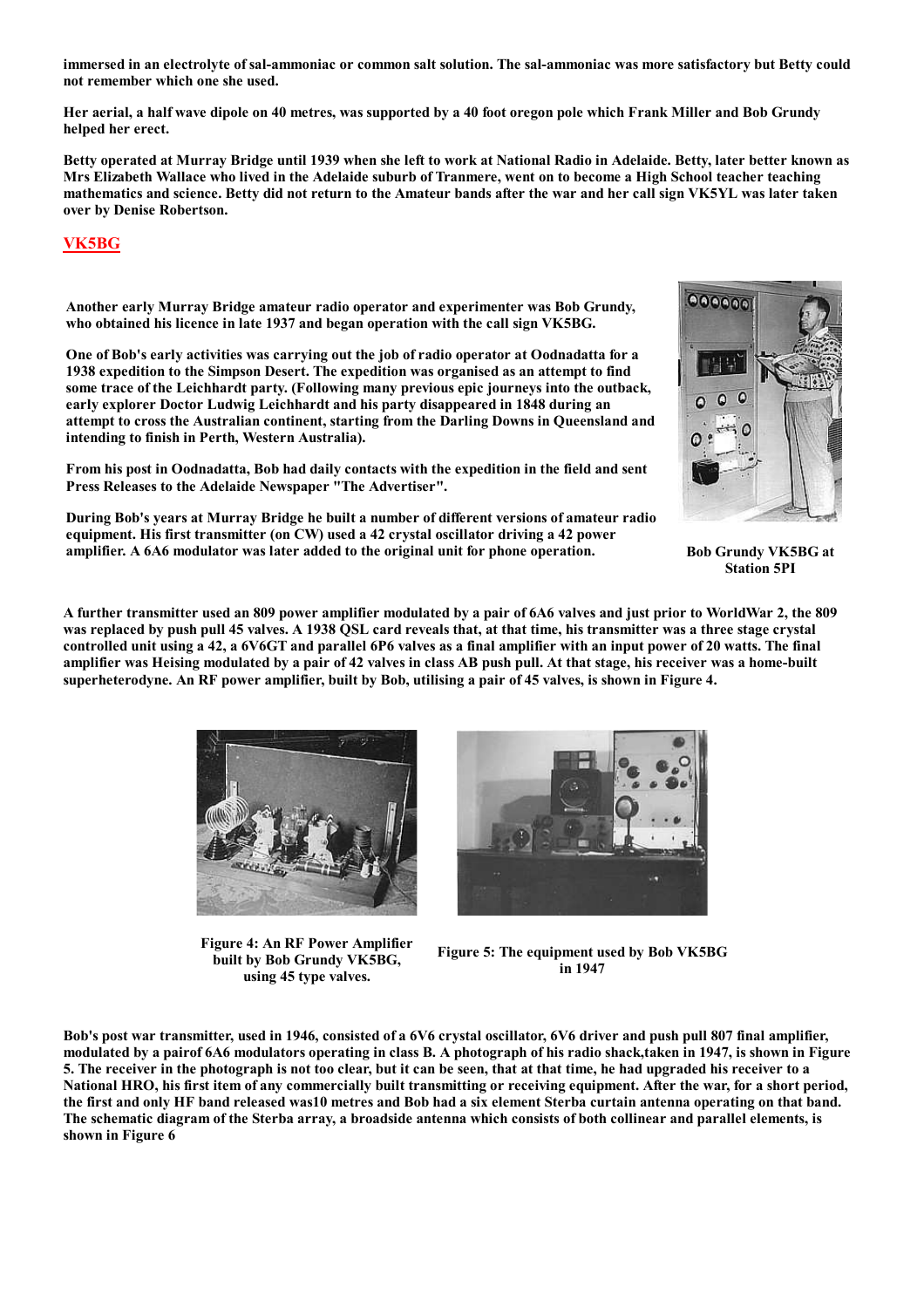**immersed in an electrolyte of sal-ammoniac or common salt solution. The sal-ammoniac was more satisfactory but Betty could not remember which one she used.**

**Her aerial, a half wave dipole on 40 metres, was supported by a 40 foot oregon pole which Frank Miller and Bob Grundy helped her erect.**

**Betty operated at Murray Bridge until 1939 when she left to work at National Radio in Adelaide. Betty, later better known as Mrs Elizabeth Wallace who lived in the Adelaide suburb of Tranmere, went on to become a High School teacher teaching mathematics and science. Betty did not return to the Amateur bands after the war and her call sign VK5YL was later taken over by Denise Robertson.**

## VK5BG

**Another early Murray Bridge amateur radio operator and experimenter was Bob Grundy, who obtained his licence in late 1937 and began operation with the call sign VK5BG.**

**One of Bob's early activities was carrying out the job of radio operator at Oodnadatta for a 1938 expedition to the Simpson Desert. The expedition was organised as an attempt to find some trace of the Leichhardt party. (Following many previous epic journeys into the outback, early explorer Doctor Ludwig Leichhardt and his party disappeared in 1848 during an attempt to cross the Australian continent, starting from the Darling Downs in Queensland and intending to finish in Perth, Western Australia).**

**From his post in Oodnadatta, Bob had daily contacts with the expedition in the field and sent Press Releases to the Adelaide Newspaper "The Advertiser".**

**During Bob's years at Murray Bridge he built a number of different versions of amateur radio equipment. His first transmitter (on CW) used a 42 crystal oscillator driving a 42 power amplifier. A 6A6 modulator was later added to the original unit for phone operation.**

**Bob Grundy VK5BG at Station 5PI**

**A further transmitter used an 809 power amplifier modulated by a pair of 6A6 valves and just prior to WorldWar 2, the 809 was replaced by push pull 45 valves. A 1938 QSL card reveals that, at that time, his transmitter was a three stage crystal controlled unit using a 42, a 6V6GT and parallel 6P6 valves as a final amplifier with an input power of 20 watts. The final amplifier was Heising modulated by a pair of 42 valves in class AB push pull. At that stage, his receiver was a home-built superheterodyne. An RF power amplifier, built by Bob, utilising a pair of 45 valves, is shown in Figure 4.**

**Figure 4: An RF Power Amplifier built by Bob Grundy VK5BG, using 45 type valves.**

**Figure 5: The equipment used by Bob VK5BG in 1947**

**Bob's post war transmitter, used in 1946, consisted of a 6V6 crystal oscillator, 6V6 driver and push pull 807 final amplifier, modulated by a pairof 6A6 modulators operating in class B. A photograph of his radio shack,taken in 1947, is shown in Figure 5. The receiver in the photograph is not too clear, but it can be seen, that at that time, he had upgraded his receiver to a National HRO, his first item of any commercially built transmitting or receiving equipment. After the war, for a short period, the first and only HF band released was10 metres and Bob had a six element Sterba curtain antenna operating on that band. The schematic diagram of the Sterba array, a broadside antenna which consists of both collinear and parallel elements, is shown in Figure 6**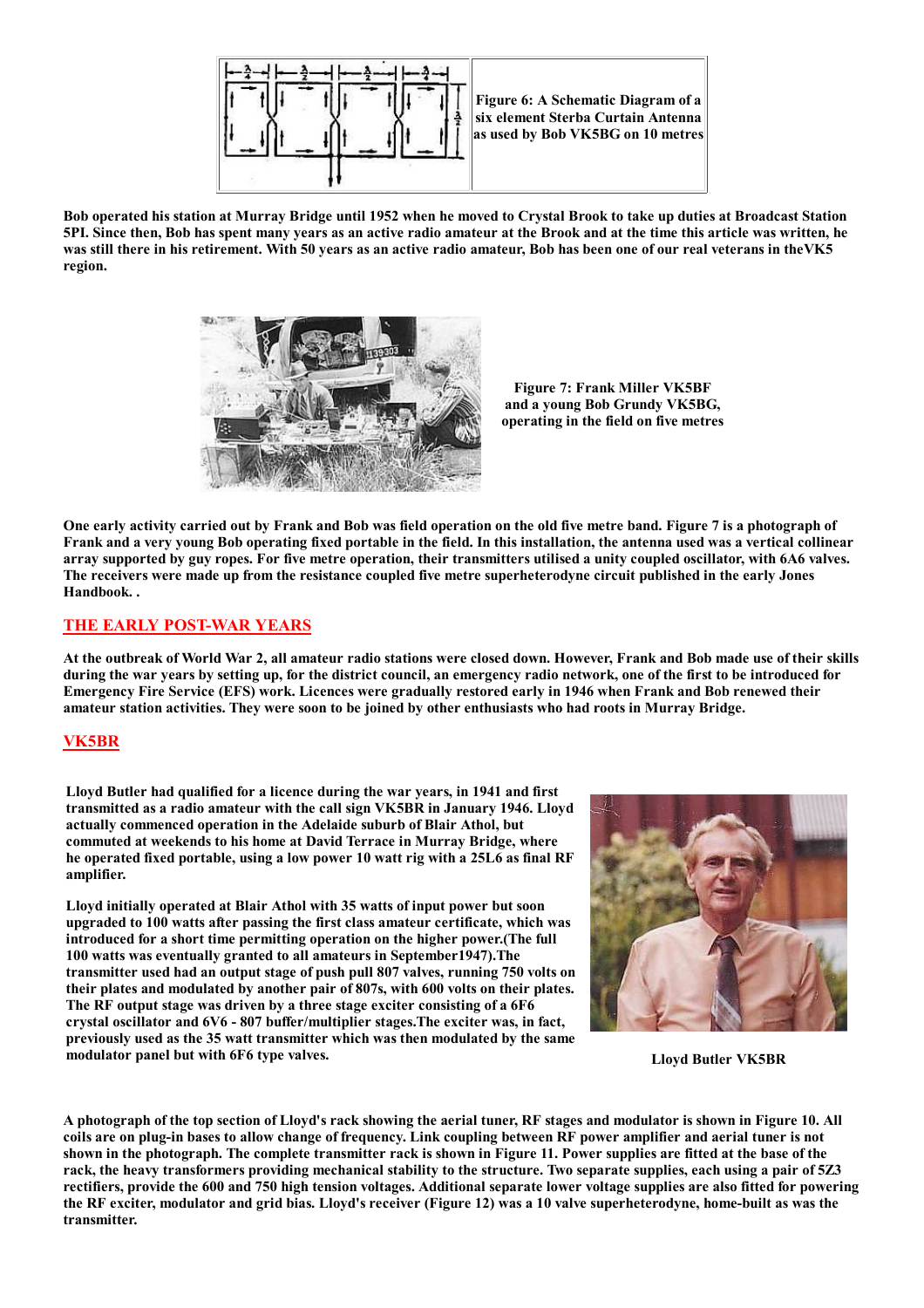Figure 6: A Schematic Diagram of a six element Sterba Curtain Antenna as used by Bob VK5BG on 10 metres

Bob operated his station at Murray Bridge until 1952 when he moved to Crystal Brook to take up duties at Broadcast Station 5PI. Since then, Bob has spent many years as an active radio amateur at the Brook and at the time this article was written, he was still there in his retirement. With 50 years as an active radio amateur, Bob has been one of our real veterans in theVK5 region.

Figure 7: Frank Miller VK5BF and a young Bob Grundy VK5BG, operating in the field on five metres

One early activity carried out by Frank and Bob was field operation on the old five metre band. Figure 7 is a photograph of Frank and a very young Bob operating fixed portable in the field. In this installation, the antenna used was a vertical collinear array supported by guy ropes. For five metre operation, their transmitters utilised a unity coupled oscillator, with 6A6 valves. The receivers were made up from the resistance coupled five metre superheterodyne circuit published in the early Jones Handbook. .

## THE EARLY POST-WAR YEARS

At the outbreak of World War 2, all amateur radio stations were closed down. However, Frank and Bob made use of their skills during the war years by setting up, for the district council, an emergency radio network, one of the first to be introduced for Emergency Fire Service (EFS) work. Licences were gradually restored early in 1946 when Frank and Bob renewed their amateur station activities. They were soon to be joined by other enthusiasts who had roots in Murray Bridge.

## VK5BR

Lloyd Butler had qualified for a licence during the war years, in 1941 and first transmitted as a radio amateur with the call sign VK5BR in January 1946. Lloyd actually commenced operation in the Adelaide suburb of Blair Athol, but commuted at weekends to his home at David Terrace in Murray Bridge, where he operated fixed portable, using a low power 10 watt rig with a 25L6 as final RF amplifier.

Lloyd initially operated at Blair Athol with 35 watts of input power but soon upgraded to 100 watts after passing the first class amateur certificate, which was introduced for a short time permitting operation on the higher power.(The full 100 watts was eventually granted to all amateurs in September1947).The transmitter used had an output stage of push pull 807 valves, running 750 volts on their plates and modulated by another pair of 807s, with 600 volts on their plates. The RF output stage was driven by a three stage exciter consisting of a 6F6 crystal oscillator and 6V6 - 807 buffer/multiplier stages.The exciter was, in fact, previously used as the 35 watt transmitter which was then modulated by the same modulator panel but with 6F6 type valves.

Lloyd Butler VK5BR

A photograph of the top section of Lloyd's rack showing the aerial tuner, RF stages and modulator is shown in Figure 10. All coils are on plug-in bases to allow change of frequency. Link coupling between RF power amplifier and aerial tuner is not shown in the photograph. The complete transmitter rack is shown in Figure 11. Power supplies are fitted at the base of the rack, the heavy transformers providing mechanical stability to the structure. Two separate supplies, each using a pair of 5Z3 rectifiers, provide the 600 and 750 high tension voltages. Additional separate lower voltage supplies are also fitted for powering the RF exciter, modulator and grid bias. Lloyd's receiver (Figure 12) was a 10 valve superheterodyne, home-built as was the transmitter.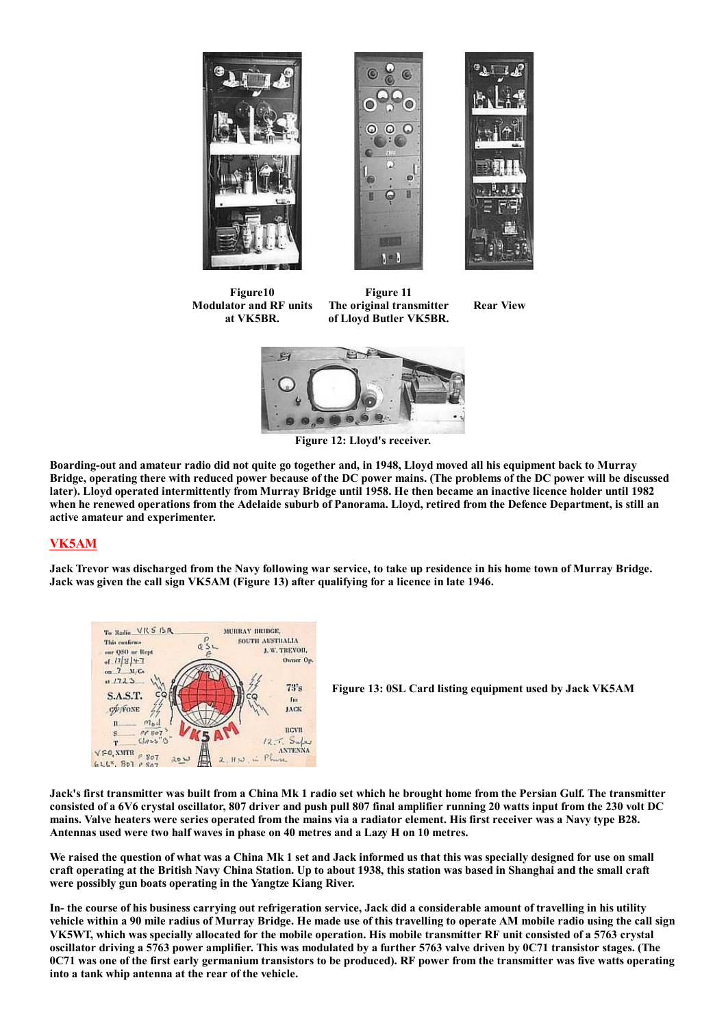Figure10
Modulator and RF units at VK5BR.

Figure 11
The original transmitter of Lloyd Butler VK5BR.

Rear View

Figure 12: Lloyd's receiver.

**Boarding-out and amateur radio did not quite go together and, in 1948, Lloyd moved all his equipment back to Murray Bridge, operating there with reduced power because of the DC power mains. (The problems of the DC power will be discussed later). Lloyd operated intermittently from Murray Bridge until 1958. He then became an inactive licence holder until 1982 when he renewed operations from the Adelaide suburb of Panorama. Lloyd, retired from the Defence Department, is still an active amateur and experimenter.**

## VK5AM

**Jack Trevor was discharged from the Navy following war service, to take up residence in his home town of Murray Bridge. Jack was given the call sign VK5AM (Figure 13) after qualifying for a licence in late 1946.**

**Figure 13: 0SL Card listing equipment used by Jack VK5AM**

**Jack's first transmitter was built from a China Mk 1 radio set which he brought home from the Persian Gulf. The transmitter consisted of a 6V6 crystal oscillator, 807 driver and push pull 807 final amplifier running 20 watts input from the 230 volt DC mains. Valve heaters were series operated from the mains via a radiator element. His first receiver was a Navy type B28. Antennas used were two half waves in phase on 40 metres and a Lazy H on 10 metres.**

**We raised the question of what was a China Mk 1 set and Jack informed us that this was specially designed for use on small craft operating at the British Navy China Station. Up to about 1938, this station was based in Shanghai and the small craft were possibly gun boats operating in the Yangtze Kiang River.**

**In- the course of his business carrying out refrigeration service, Jack did a considerable amount of travelling in his utility vehicle within a 90 mile radius of Murray Bridge. He made use of this travelling to operate AM mobile radio using the call sign VK5WT, which was specially allocated for the mobile operation. His mobile transmitter RF unit consisted of a 5763 crystal oscillator driving a 5763 power amplifier. This was modulated by a further 5763 valve driven by 0C71 transistor stages. (The 0C71 was one of the first early germanium transistors to be produced). RF power from the transmitter was five watts operating into a tank whip antenna at the rear of the vehicle.**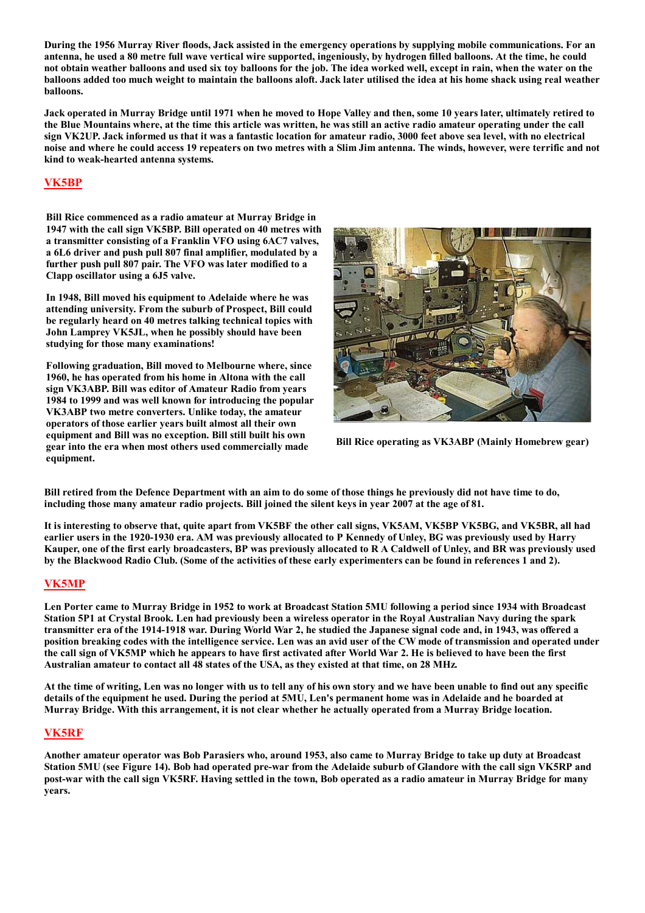During the 1956 Murray River floods, Jack assisted in the emergency operations by supplying mobile communications. For an antenna, he used a 80 metre full wave vertical wire supported, ingeniously, by hydrogen filled balloons. At the time, he could not obtain weather balloons and used six toy balloons for the job. The idea worked well, except in rain, when the water on the balloons added too much weight to maintain the balloons aloft. Jack later utilised the idea at his home shack using real weather balloons.

Jack operated in Murray Bridge until 1971 when he moved to Hope Valley and then, some 10 years later, ultimately retired to the Blue Mountains where, at the time this article was written, he was still an active radio amateur operating under the call sign VK2UP. Jack informed us that it was a fantastic location for amateur radio, 3000 feet above sea level, with no electrical noise and where he could access 19 repeaters on two metres with a Slim Jim antenna. The winds, however, were terrific and not kind to weak-hearted antenna systems.

## VK5BP

Bill Rice commenced as a radio amateur at Murray Bridge in 1947 with the call sign VK5BP. Bill operated on 40 metres with a transmitter consisting of a Franklin VFO using 6AC7 valves, a 6L6 driver and push pull 807 final amplifier, modulated by a further push pull 807 pair. The VFO was later modified to a Clapp oscillator using a 6J5 valve.

In 1948, Bill moved his equipment to Adelaide where he was attending university. From the suburb of Prospect, Bill could be regularly heard on 40 metres talking technical topics with John Lamprey VK5JL, when he possibly should have been studying for those many examinations!

Following graduation, Bill moved to Melbourne where, since 1960, he has operated from his home in Altona with the call sign VK3ABP. Bill was editor of Amateur Radio from years 1984 to 1999 and was well known for introducing the popular VK3ABP two metre converters. Unlike today, the amateur operators of those earlier years built almost all their own equipment and Bill was no exception. Bill still built his own gear into the era when most others used commercially made equipment.

Bill Rice operating as VK3ABP (Mainly Homebrew gear)

Bill retired from the Defence Department with an aim to do some of those things he previously did not have time to do, including those many amateur radio projects. Bill joined the silent keys in year 2007 at the age of 81.

It is interesting to observe that, quite apart from VK5BF the other call signs, VK5AM, VK5BP VK5BG, and VK5BR, all had earlier users in the 1920-1930 era. AM was previously allocated to P Kennedy of Unley, BG was previously used by Harry Kauper, one of the first early broadcasters, BP was previously allocated to R A Caldwell of Unley, and BR was previously used by the Blackwood Radio Club. (Some of the activities of these early experimenters can be found in references 1 and 2).

## VK5MP

Len Porter came to Murray Bridge in 1952 to work at Broadcast Station 5MU following a period since 1934 with Broadcast Station 5P1 at Crystal Brook. Len had previously been a wireless operator in the Royal Australian Navy during the spark transmitter era of the 1914-1918 war. During World War 2, he studied the Japanese signal code and, in 1943, was offered a position breaking codes with the intelligence service. Len was an avid user of the CW mode of transmission and operated under the call sign of VK5MP which he appears to have first activated after World War 2. He is believed to have been the first Australian amateur to contact all 48 states of the USA, as they existed at that time, on 28 MHz.

At the time of writing, Len was no longer with us to tell any of his own story and we have been unable to find out any specific details of the equipment he used. During the period at 5MU, Len's permanent home was in Adelaide and he boarded at Murray Bridge. With this arrangement, it is not clear whether he actually operated from a Murray Bridge location.

## VK5RF

Another amateur operator was Bob Parasiers who, around 1953, also came to Murray Bridge to take up duty at Broadcast Station 5MU (see Figure 14). Bob had operated pre-war from the Adelaide suburb of Glandore with the call sign VK5RP and post-war with the call sign VK5RF. Having settled in the town, Bob operated as a radio amateur in Murray Bridge for many years.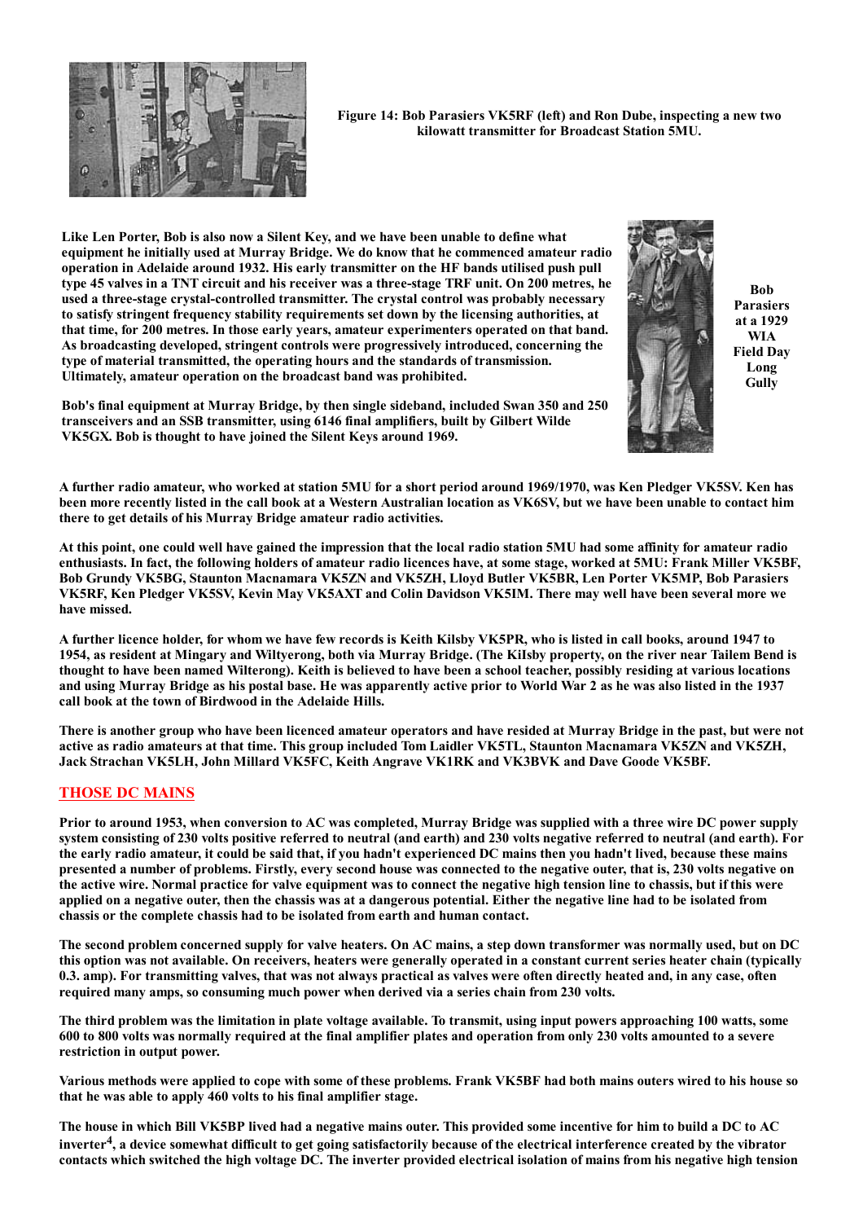Figure 14: Bob Parasiers VK5RF (left) and Ron Dube, inspecting a new two kilowatt transmitter for Broadcast Station 5MU.

Like Len Porter, Bob is also now a Silent Key, and we have been unable to define what equipment he initially used at Murray Bridge. We do know that he commenced amateur radio operation in Adelaide around 1932. His early transmitter on the HF bands utilised push pull type 45 valves in a TNT circuit and his receiver was a three-stage TRF unit. On 200 metres, he used a three-stage crystal-controlled transmitter. The crystal control was probably necessary to satisfy stringent frequency stability requirements set down by the licensing authorities, at that time, for 200 metres. In those early years, amateur experimenters operated on that band. As broadcasting developed, stringent controls were progressively introduced, concerning the type of material transmitted, the operating hours and the standards of transmission. Ultimately, amateur operation on the broadcast band was prohibited.

Bob Parasiers at a 1929 WIA Field Day Long Gully

Bob's final equipment at Murray Bridge, by then single sideband, included Swan 350 and 250 transceivers and an SSB transmitter, using 6146 final amplifiers, built by Gilbert Wilde VK5GX. Bob is thought to have joined the Silent Keys around 1969.

A further radio amateur, who worked at station 5MU for a short period around 1969/1970, was Ken Pledger VK5SV. Ken has been more recently listed in the call book at a Western Australian location as VK6SV, but we have been unable to contact him there to get details of his Murray Bridge amateur radio activities.

At this point, one could well have gained the impression that the local radio station 5MU had some affinity for amateur radio enthusiasts. In fact, the following holders of amateur radio licences have, at some stage, worked at 5MU: Frank Miller VK5BF, Bob Grundy VK5BG, Staunton Macnamara VK5ZN and VK5ZH, Lloyd Butler VK5BR, Len Porter VK5MP, Bob Parasiers VK5RF, Ken Pledger VK5SV, Kevin May VK5AXT and Colin Davidson VK5IM. There may well have been several more we have missed.

A further licence holder, for whom we have few records is Keith Kilsby VK5PR, who is listed in call books, around 1947 to 1954, as resident at Mingary and Wiltyerong, both via Murray Bridge. (The Kilsby property, on the river near Tailem Bend is thought to have been named Wilterong). Keith is believed to have been a school teacher, possibly residing at various locations and using Murray Bridge as his postal base. He was apparently active prior to World War 2 as he was also listed in the 1937 call book at the town of Birdwood in the Adelaide Hills.

There is another group who have been licenced amateur operators and have resided at Murray Bridge in the past, but were not active as radio amateurs at that time. This group included Tom Laidler VK5TL, Staunton Macnamara VK5ZN and VK5ZH, Jack Strachan VK5LH, John Millard VK5FC, Keith Angrave VK1RK and VK3BVK and Dave Goode VK5BF.

## THOSE DC MAINS

Prior to around 1953, when conversion to AC was completed, Murray Bridge was supplied with a three wire DC power supply system consisting of 230 volts positive referred to neutral (and earth) and 230 volts negative referred to neutral (and earth). For the early radio amateur, it could be said that, if you hadn't experienced DC mains then you hadn't lived, because these mains presented a number of problems. Firstly, every second house was connected to the negative outer, that is, 230 volts negative on the active wire. Normal practice for valve equipment was to connect the negative high tension line to chassis, but if this were applied on a negative outer, then the chassis was at a dangerous potential. Either the negative line had to be isolated from chassis or the complete chassis had to be isolated from earth and human contact.

The second problem concerned supply for valve heaters. On AC mains, a step down transformer was normally used, but on DC this option was not available. On receivers, heaters were generally operated in a constant current series heater chain (typically 0.3. amp). For transmitting valves, that was not always practical as valves were often directly heated and, in any case, often required many amps, so consuming much power when derived via a series chain from 230 volts.

The third problem was the limitation in plate voltage available. To transmit, using input powers approaching 100 watts, some 600 to 800 volts was normally required at the final amplifier plates and operation from only 230 volts amounted to a severe restriction in output power.

Various methods were applied to cope with some of these problems. Frank VK5BF had both mains outers wired to his house so that he was able to apply 460 volts to his final amplifier stage.

The house in which Bill VK5BP lived had a negative mains outer. This provided some incentive for him to build a DC to AC inverter[4], a device somewhat difficult to get going satisfactorily because of the electrical interference created by the vibrator contacts which switched the high voltage DC. The inverter provided electrical isolation of mains from his negative high tension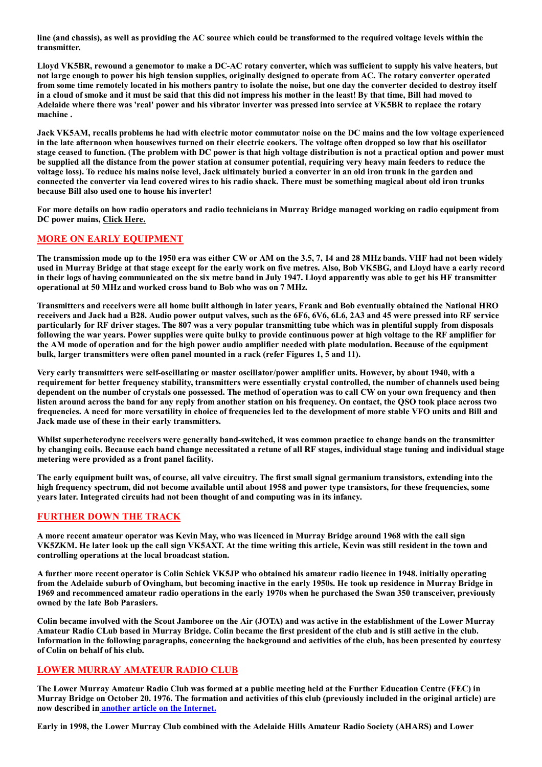**line (and chassis), as well as providing the AC source which could be transformed to the required voltage levels within the transmitter.**

**Lloyd VK5BR, rewound a genemotor to make a DC-AC rotary converter, which was sufficient to supply his valve heaters, but not large enough to power his high tension supplies, originally designed to operate from AC. The rotary converter operated from some time remotely located in his mothers pantry to isolate the noise, but one day the converter decided to destroy itself in a cloud of smoke and it must be said that this did not impress his mother in the least! By that time, Bill had moved to Adelaide where there was 'real' power and his vibrator inverter was pressed into service at VK5BR to replace the rotary machine .**

**Jack VK5AM, recalls problems he had with electric motor commutator noise on the DC mains and the low voltage experienced in the late afternoon when housewives turned on their electric cookers. The voltage often dropped so low that his oscillator stage ceased to function. (The problem with DC power is that high voltage distribution is not a practical option and power must be supplied all the distance from the power station at consumer potential, requiring very heavy main feeders to reduce the voltage loss). To reduce his mains noise level, Jack ultimately buried a converter in an old iron trunk in the garden and connected the converter via lead covered wires to his radio shack. There must be something magical about old iron trunks because Bill also used one to house his inverter!**

**For more details on how radio operators and radio technicians in Murray Bridge managed working on radio equipment from DC power mains, Click Here.**

## MORE ON EARLY EQUIPMENT

**The transmission mode up to the 1950 era was either CW or AM on the 3.5, 7, 14 and 28 MHz bands. VHF had not been widely used in Murray Bridge at that stage except for the early work on five metres. Also, Bob VK5BG, and Lloyd have a early record in their logs of having communicated on the six metre band in July 1947. Lloyd apparently was able to get his HF transmitter operational at 50 MHz and worked cross band to Bob who was on 7 MHz.**

**Transmitters and receivers were all home built although in later years, Frank and Bob eventually obtained the National HRO receivers and Jack had a B28. Audio power output valves, such as the 6F6, 6V6, 6L6, 2A3 and 45 were pressed into RF service particularly for RF driver stages. The 807 was a very popular transmitting tube which was in plentiful supply from disposals following the war years. Power supplies were quite bulky to provide continuous power at high voltage to the RF amplifier for the AM mode of operation and for the high power audio amplifier needed with plate modulation. Because of the equipment bulk, larger transmitters were often panel mounted in a rack (refer Figures 1, 5 and 11).**

**Very early transmitters were self-oscillating or master oscillator/power amplifier units. However, by about 1940, with a requirement for better frequency stability, transmitters were essentially crystal controlled, the number of channels used being dependent on the number of crystals one possessed. The method of operation was to call CW on your own frequency and then listen around across the band for any reply from another station on his frequency. On contact, the QSO took place across two frequencies. A need for more versatility in choice of frequencies led to the development of more stable VFO units and Bill and Jack made use of these in their early transmitters.**

**Whilst superheterodyne receivers were generally band-switched, it was common practice to change bands on the transmitter by changing coils. Because each band change necessitated a retune of all RF stages, individual stage tuning and individual stage metering were provided as a front panel facility.**

**The early equipment built was, of course, all valve circuitry. The first small signal germanium transistors, extending into the high frequency spectrum, did not become available until about 1958 and power type transistors, for these frequencies, some years later. Integrated circuits had not been thought of and computing was in its infancy.**

## FURTHER DOWN THE TRACK

**A more recent amateur operator was Kevin May, who was licenced in Murray Bridge around 1968 with the call sign VK5ZKM. He later look up the call sign VK5AXT. At the time writing this article, Kevin was still resident in the town and controlling operations at the local broadcast station.**

**A further more recent operator is Colin Schick VK5JP who obtained his amateur radio licence in 1948. initially operating from the Adelaide suburb of Ovingham, but becoming inactive in the early 1950s. He took up residence in Murray Bridge in 1969 and recommenced amateur radio operations in the early 1970s when he purchased the Swan 350 transceiver, previously owned by the late Bob Parasiers.**

**Colin became involved with the Scout Jamboree on the Air (JOTA) and was active in the establishment of the Lower Murray Amateur Radio CLub based in Murray Bridge. Colin became the first president of the club and is still active in the club. Information in the following paragraphs, concerning the background and activities of the club, has been presented by courtesy of Colin on behalf of his club.**

## LOWER MURRAY AMATEUR RADIO CLUB

**The Lower Murray Amateur Radio Club was formed at a public meeting held at the Further Education Centre (FEC) in Murray Bridge on October 20. 1976. The formation and activities of this club (previously included in the original article) are now described in another article on the Internet.**

**Early in 1998, the Lower Murray Club combined with the Adelaide Hills Amateur Radio Society (AHARS) and Lower**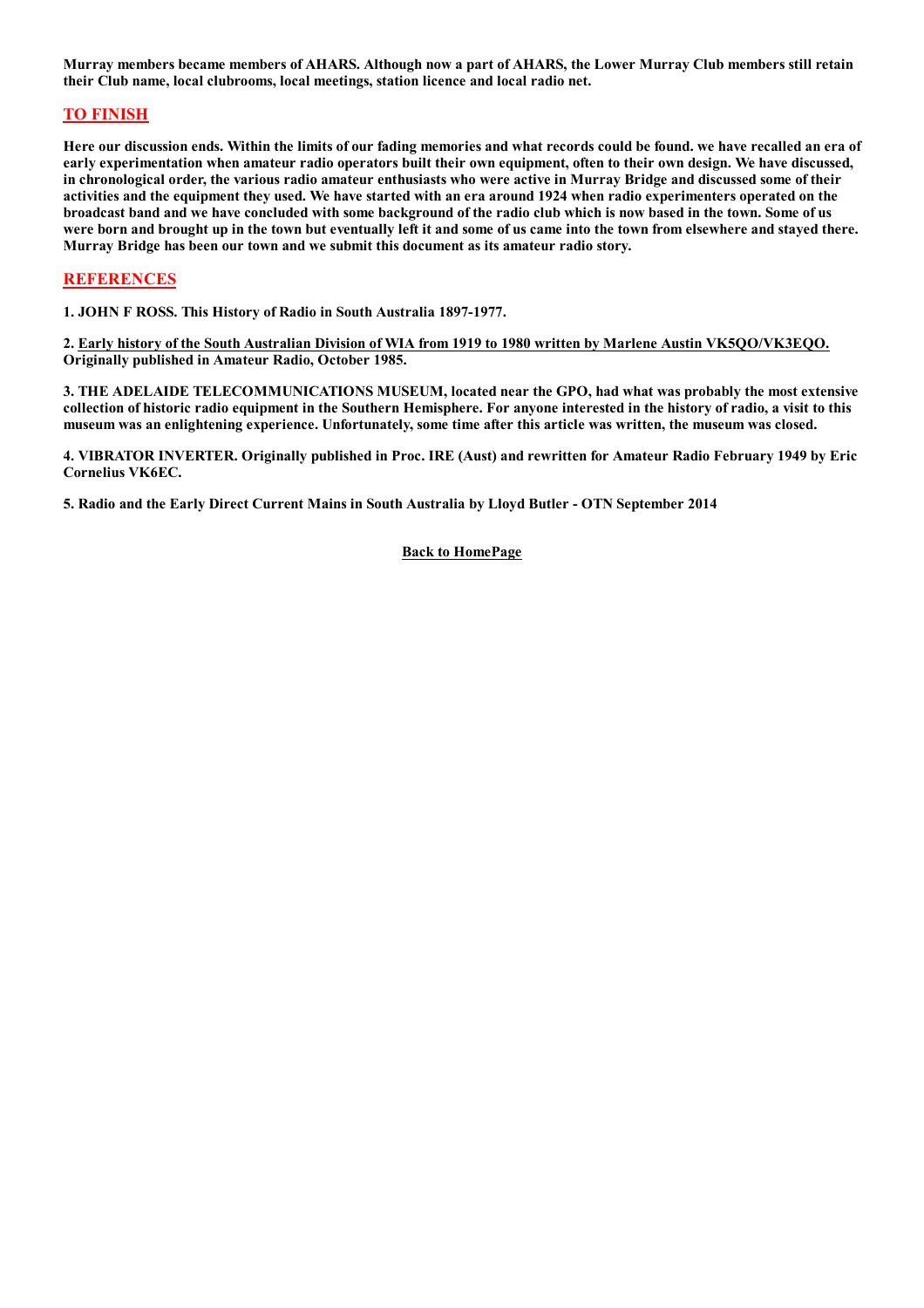**Murray members became members of AHARS. Although now a part of AHARS, the Lower Murray Club members still retain their Club name, local clubrooms, local meetings, station licence and local radio net.**

## TO FINISH

**Here our discussion ends. Within the limits of our fading memories and what records could be found. we have recalled an era of early experimentation when amateur radio operators built their own equipment, often to their own design. We have discussed, in chronological order, the various radio amateur enthusiasts who were active in Murray Bridge and discussed some of their activities and the equipment they used. We have started with an era around 1924 when radio experimenters operated on the broadcast band and we have concluded with some background of the radio club which is now based in the town. Some of us were born and brought up in the town but eventually left it and some of us came into the town from elsewhere and stayed there. Murray Bridge has been our town and we submit this document as its amateur radio story.**

## REFERENCES

**1. JOHN F ROSS. This History of Radio in South Australia 1897-1977.**

**2. Early history of the South Australian Division of WIA from 1919 to 1980 written by Marlene Austin VK5QO/VK3EQO. Originally published in Amateur Radio, October 1985.**

**3. THE ADELAIDE TELECOMMUNICATIONS MUSEUM, located near the GPO, had what was probably the most extensive collection of historic radio equipment in the Southern Hemisphere. For anyone interested in the history of radio, a visit to this museum was an enlightening experience. Unfortunately, some time after this article was written, the museum was closed.**

**4. VIBRATOR INVERTER. Originally published in Proc. IRE (Aust) and rewritten for Amateur Radio February 1949 by Eric Cornelius VK6EC.**

**5. Radio and the Early Direct Current Mains in South Australia by Lloyd Butler - OTN September 2014**

**Back to HomePage**